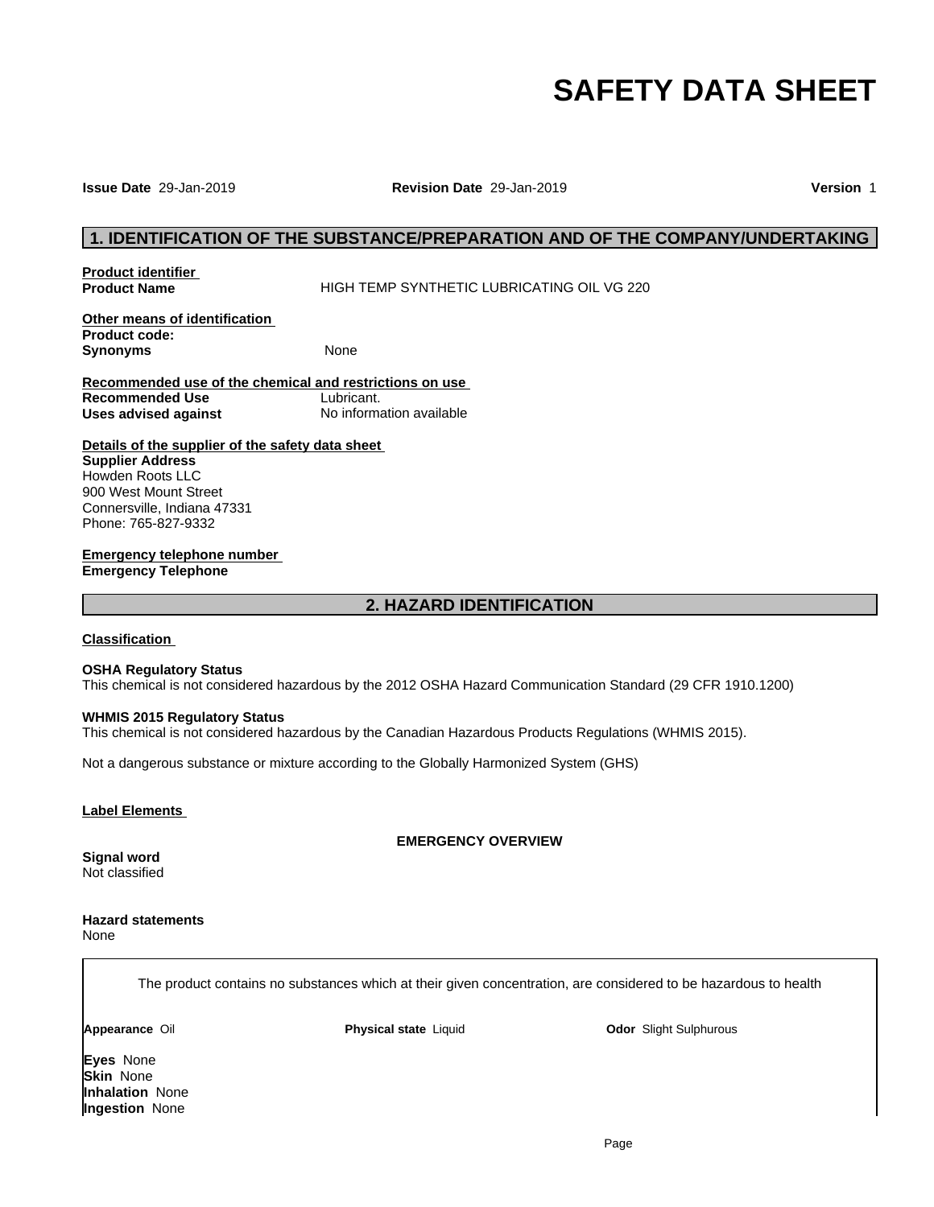# SAFETY DATA SHEET

**Issue Date** 29-Jan-2019 **Revision Date** 29-Jan-2019 **Version** 1

## 1. IDENTIFICATION OF THE SUBSTANCE/PREPARATION AND OF THE COMPANY/UNDERTAKING

**Product identifier**

**Product Name** HIGH TEMP SYNTHETIC LUBRICATING OIL VG 220

**Other means of identification**

**Product code:**

**Synonyms** None

**Recommended use of the chemical and restrictions on use**

**Recommended Use** Lubricant.

**Uses advised against** No information available

**Details of the supplier of the safety data sheet**

**Supplier Address**
Howden Roots LLC
900 West Mount Street
Connersville, Indiana 47331
Phone: 765-827-9332

**Emergency telephone number**

**Emergency Telephone**

## 2. HAZARD IDENTIFICATION

**Classification**

**OSHA Regulatory Status**
This chemical is not considered hazardous by the 2012 OSHA Hazard Communication Standard (29 CFR 1910.1200)

**WHMIS 2015 Regulatory Status**
This chemical is not considered hazardous by the Canadian Hazardous Products Regulations (WHMIS 2015).

Not a dangerous substance or mixture according to the Globally Harmonized System (GHS)

**Label Elements**

**EMERGENCY OVERVIEW**

**Signal word**
Not classified

**Hazard statements**
None

The product contains no substances which at their given concentration, are considered to be hazardous to health

**Appearance** Oil **Physical state** Liquid **Odor** Slight Sulphurous

**Eyes** None
**Skin** None
**Inhalation** None
**Ingestion** None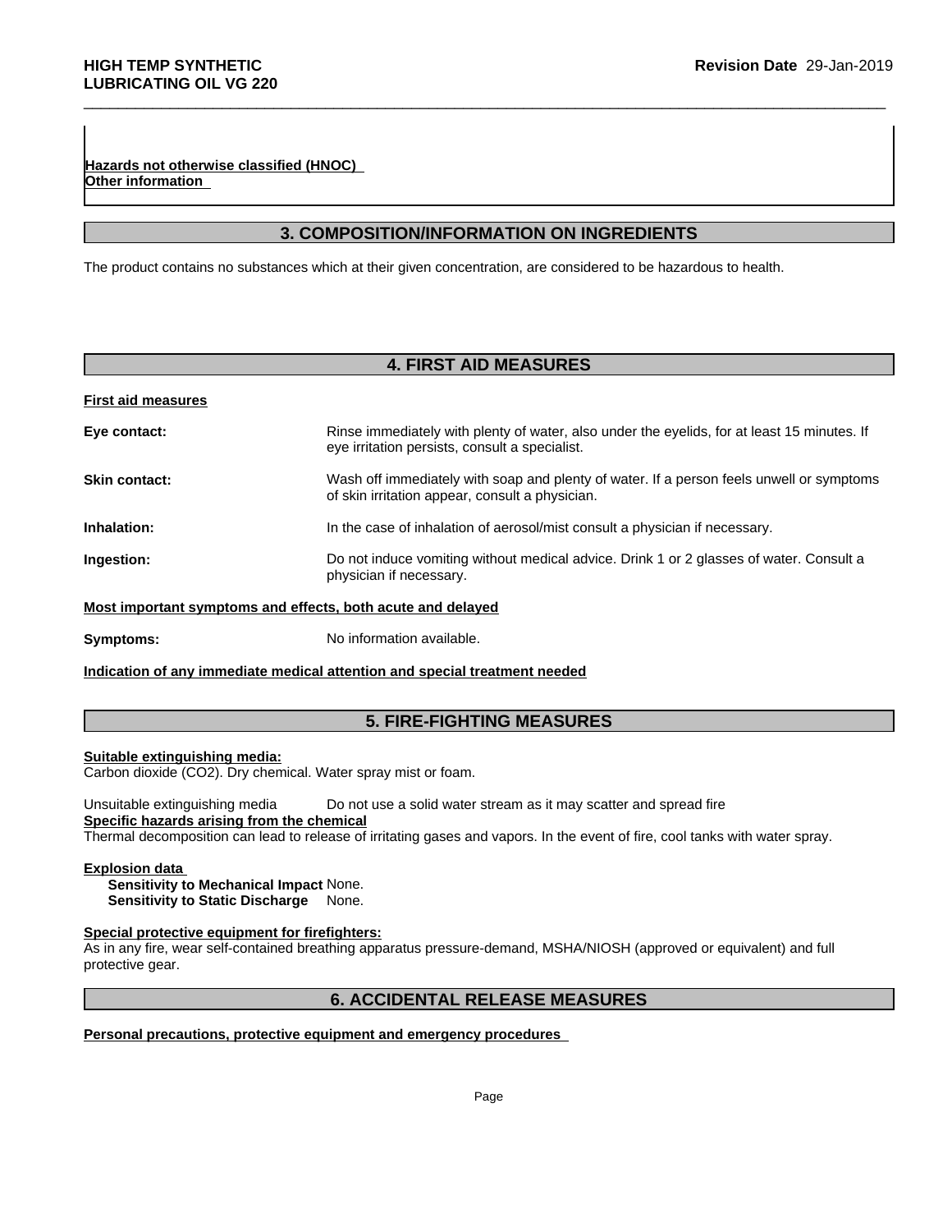**Hazards not otherwise classified (HNOC)**
**Other information**

## 3. COMPOSITION/INFORMATION ON INGREDIENTS

The product contains no substances which at their given concentration, are considered to be hazardous to health.

## 4. FIRST AID MEASURES

**First aid measures**

**Eye contact:** Rinse immediately with plenty of water, also under the eyelids, for at least 15 minutes. If eye irritation persists, consult a specialist.

**Skin contact:** Wash off immediately with soap and plenty of water. If a person feels unwell or symptoms of skin irritation appear, consult a physician.

**Inhalation:** In the case of inhalation of aerosol/mist consult a physician if necessary.

**Ingestion:** Do not induce vomiting without medical advice. Drink 1 or 2 glasses of water. Consult a physician if necessary.

**Most important symptoms and effects, both acute and delayed**

**Symptoms:** No information available.

**Indication of any immediate medical attention and special treatment needed**

## 5. FIRE-FIGHTING MEASURES

**Suitable extinguishing media:**
Carbon dioxide ($CO_2$). Dry chemical. Water spray mist or foam.

Unsuitable extinguishing media Do not use a solid water stream as it may scatter and spread fire

**Specific hazards arising from the chemical**
Thermal decomposition can lead to release of irritating gases and vapors. In the event of fire, cool tanks with water spray.

**Explosion data**
**Sensitivity to Mechanical Impact** None.
**Sensitivity to Static Discharge** None.

**Special protective equipment for firefighters:**
As in any fire, wear self-contained breathing apparatus pressure-demand, MSHA/NIOSH (approved or equivalent) and full protective gear.

## 6. ACCIDENTAL RELEASE MEASURES

**Personal precautions, protective equipment and emergency procedures**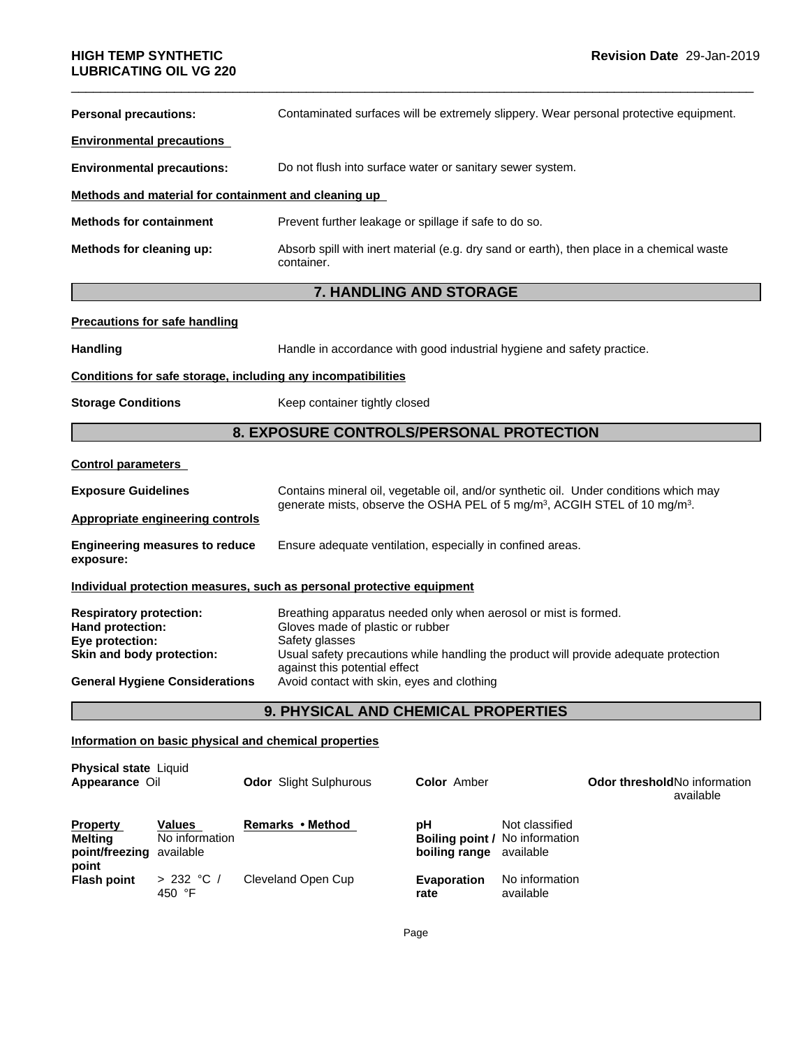**Personal precautions:** Contaminated surfaces will be extremely slippery. Wear personal protective equipment.

**Environmental precautions**

**Environmental precautions:** Do not flush into surface water or sanitary sewer system.

**Methods and material for containment and cleaning up**

**Methods for containment** Prevent further leakage or spillage if safe to do so.

**Methods for cleaning up:** Absorb spill with inert material (e.g. dry sand or earth), then place in a chemical waste container.

## 7. HANDLING AND STORAGE

**Precautions for safe handling**

**Handling** Handle in accordance with good industrial hygiene and safety practice.

**Conditions for safe storage, including any incompatibilities**

**Storage Conditions** Keep container tightly closed

## 8. EXPOSURE CONTROLS/PERSONAL PROTECTION

**Control parameters**

**Exposure Guidelines** Contains mineral oil, vegetable oil, and/or synthetic oil. Under conditions which may generate mists, observe the OSHA PEL of 5 mg/m³, ACGIH STEL of 10 mg/m³.

**Appropriate engineering controls**

**Engineering measures to reduce exposure:** Ensure adequate ventilation, especially in confined areas.

**Individual protection measures, such as personal protective equipment**

**Respiratory protection:** Breathing apparatus needed only when aerosol or mist is formed.
**Hand protection:** Gloves made of plastic or rubber
**Eye protection:** Safety glasses
**Skin and body protection:** Usual safety precautions while handling the product will provide adequate protection against this potential effect
**General Hygiene Considerations** Avoid contact with skin, eyes and clothing

## 9. PHYSICAL AND CHEMICAL PROPERTIES

**Information on basic physical and chemical properties**

**Physical state** Liquid
**Appearance** Oil
**Odor** Slight Sulphurous
**Color** Amber
**Odor threshold** No information available

| Property | Values | Remarks • Method |
|---|---|---|
| **Melting point/freezing point** | No information available | |
| **Flash point** | > 232 °C / 450 °F | Cleveland Open Cup |
| **pH** | Not classified | |
| **Boiling point / boiling range** | No information available | |
| **Evaporation rate** | No information available | |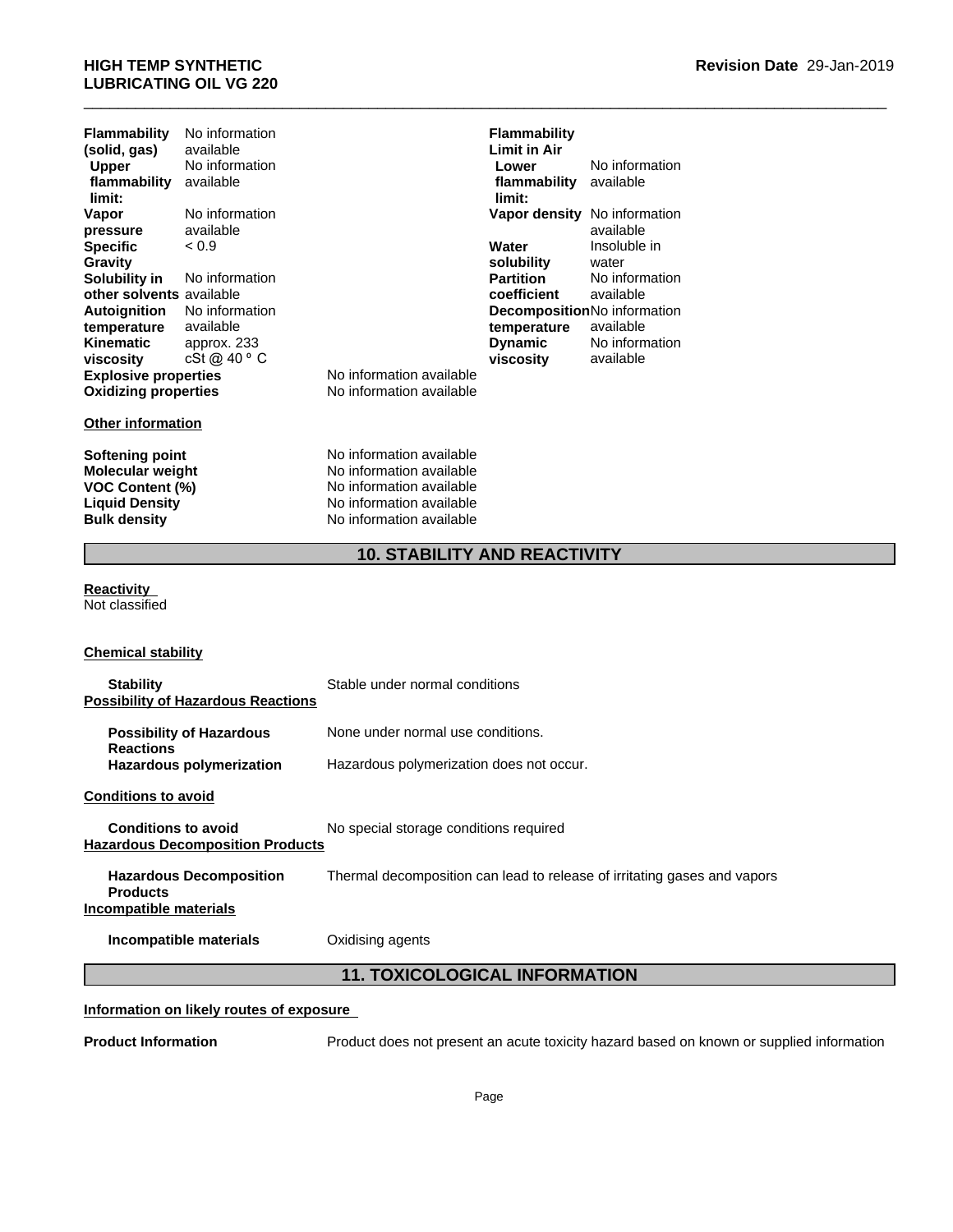| Property | Value | Property | Value |
|---|---|---|---|
| **Flammability (solid, gas)** | No information available | **Flammability Limit in Air** | |
| **Upper flammability limit:** | No information available | **Lower flammability limit:** | No information available |
| **Vapor pressure** | No information available | **Vapor density** | No information available |
| **Specific Gravity** | < 0.9 | **Water solubility** | Insoluble in water |
| **Solubility in other solvents** | No information available | **Partition coefficient** | No information available |
| **Autoignition temperature** | No information available | **Decomposition temperature** | No information available |
| **Kinematic viscosity** | approx. 233 cSt @ 40 º C | **Dynamic viscosity** | No information available |

**Explosive properties** No information available
**Oxidizing properties** No information available

**Other information**

**Softening point** No information available
**Molecular weight** No information available
**VOC Content (%)** No information available
**Liquid Density** No information available
**Bulk density** No information available

## 10. STABILITY AND REACTIVITY

**Reactivity**
Not classified

**Chemical stability**

**Stability** Stable under normal conditions

**Possibility of Hazardous Reactions**

**Possibility of Hazardous Reactions** None under normal use conditions.
**Hazardous polymerization** Hazardous polymerization does not occur.

**Conditions to avoid**

**Conditions to avoid** No special storage conditions required

**Hazardous Decomposition Products**

**Hazardous Decomposition Products** Thermal decomposition can lead to release of irritating gases and vapors

**Incompatible materials**

**Incompatible materials** Oxidising agents

## 11. TOXICOLOGICAL INFORMATION

**Information on likely routes of exposure**

**Product Information** Product does not present an acute toxicity hazard based on known or supplied information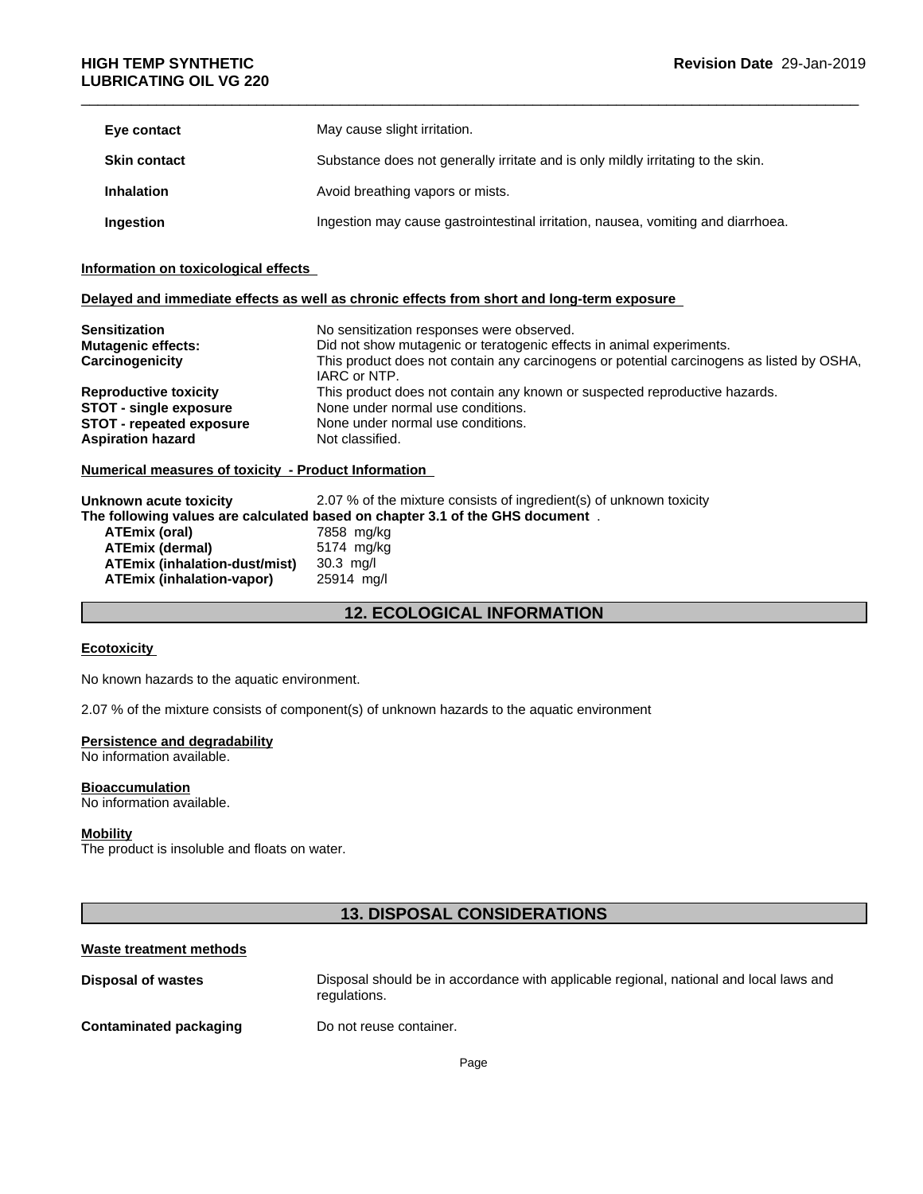| | |
|---|---|
| **Eye contact** | May cause slight irritation. |
| **Skin contact** | Substance does not generally irritate and is only mildly irritating to the skin. |
| **Inhalation** | Avoid breathing vapors or mists. |
| **Ingestion** | Ingestion may cause gastrointestinal irritation, nausea, vomiting and diarrhoea. |

**Information on toxicological effects**

**Delayed and immediate effects as well as chronic effects from short and long-term exposure**

| | |
|---|---|
| **Sensitization** | No sensitization responses were observed. |
| **Mutagenic effects:** | Did not show mutagenic or teratogenic effects in animal experiments. |
| **Carcinogenicity** | This product does not contain any carcinogens or potential carcinogens as listed by OSHA, IARC or NTP. |
| **Reproductive toxicity** | This product does not contain any known or suspected reproductive hazards. |
| **STOT - single exposure** | None under normal use conditions. |
| **STOT - repeated exposure** | None under normal use conditions. |
| **Aspiration hazard** | Not classified. |

**Numerical measures of toxicity - Product Information**

**Unknown acute toxicity** 2.07 % of the mixture consists of ingredient(s) of unknown toxicity

**The following values are calculated based on chapter 3.1 of the GHS document** .

| | |
|---|---|
| **ATEmix (oral)** | 7858 mg/kg |
| **ATEmix (dermal)** | 5174 mg/kg |
| **ATEmix (inhalation-dust/mist)** | 30.3 mg/l |
| **ATEmix (inhalation-vapor)** | 25914 mg/l |

## 12. ECOLOGICAL INFORMATION

**Ecotoxicity**

No known hazards to the aquatic environment.

2.07 % of the mixture consists of component(s) of unknown hazards to the aquatic environment

**Persistence and degradability**
No information available.

**Bioaccumulation**
No information available.

**Mobility**
The product is insoluble and floats on water.

## 13. DISPOSAL CONSIDERATIONS

**Waste treatment methods**

| | |
|---|---|
| **Disposal of wastes** | Disposal should be in accordance with applicable regional, national and local laws and regulations. |
| **Contaminated packaging** | Do not reuse container. |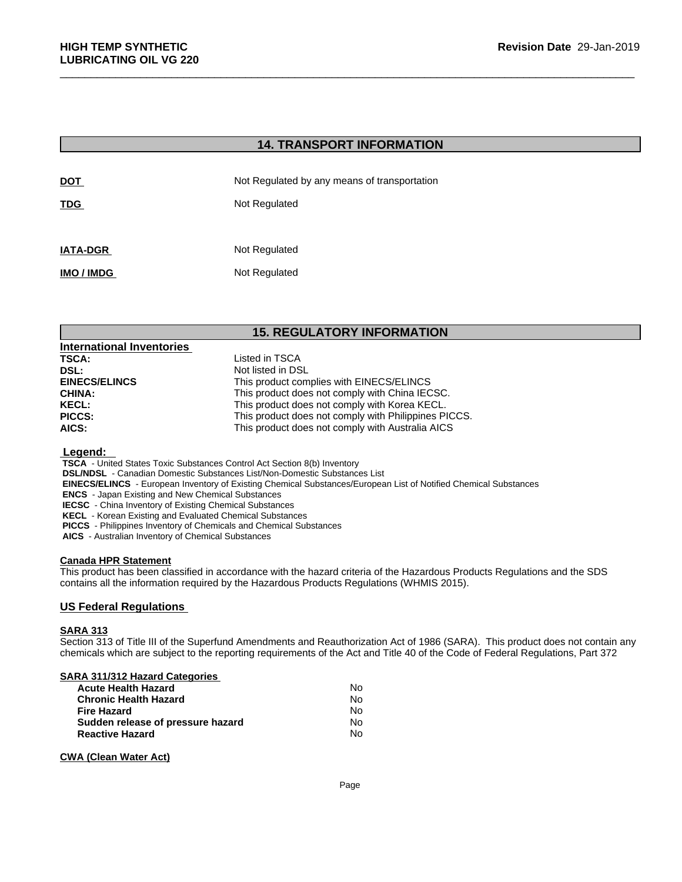## 14. TRANSPORT INFORMATION

| | |
|---|---|
| **DOT** | Not Regulated by any means of transportation |
| **TDG** | Not Regulated |
| **IATA-DGR** | Not Regulated |
| **IMO / IMDG** | Not Regulated |

## 15. REGULATORY INFORMATION

**International Inventories**

| | |
|---|---|
| **TSCA:** | Listed in TSCA |
| **DSL:** | Not listed in DSL |
| **EINECS/ELINCS** | This product complies with EINECS/ELINCS |
| **CHINA:** | This product does not comply with China IECSC. |
| **KECL:** | This product does not comply with Korea KECL. |
| **PICCS:** | This product does not comply with Philippines PICCS. |
| **AICS:** | This product does not comply with Australia AICS |

**Legend:**

**TSCA** - United States Toxic Substances Control Act Section 8(b) Inventory
**DSL/NDSL** - Canadian Domestic Substances List/Non-Domestic Substances List
**EINECS/ELINCS** - European Inventory of Existing Chemical Substances/European List of Notified Chemical Substances
**ENCS** - Japan Existing and New Chemical Substances
**IECSC** - China Inventory of Existing Chemical Substances
**KECL** - Korean Existing and Evaluated Chemical Substances
**PICCS** - Philippines Inventory of Chemicals and Chemical Substances
**AICS** - Australian Inventory of Chemical Substances

**Canada HPR Statement**

This product has been classified in accordance with the hazard criteria of the Hazardous Products Regulations and the SDS contains all the information required by the Hazardous Products Regulations (WHMIS 2015).

### US Federal Regulations

**SARA 313**

Section 313 of Title III of the Superfund Amendments and Reauthorization Act of 1986 (SARA). This product does not contain any chemicals which are subject to the reporting requirements of the Act and Title 40 of the Code of Federal Regulations, Part 372

**SARA 311/312 Hazard Categories**

| | |
|---|---|
| **Acute Health Hazard** | No |
| **Chronic Health Hazard** | No |
| **Fire Hazard** | No |
| **Sudden release of pressure hazard** | No |
| **Reactive Hazard** | No |

**CWA (Clean Water Act)**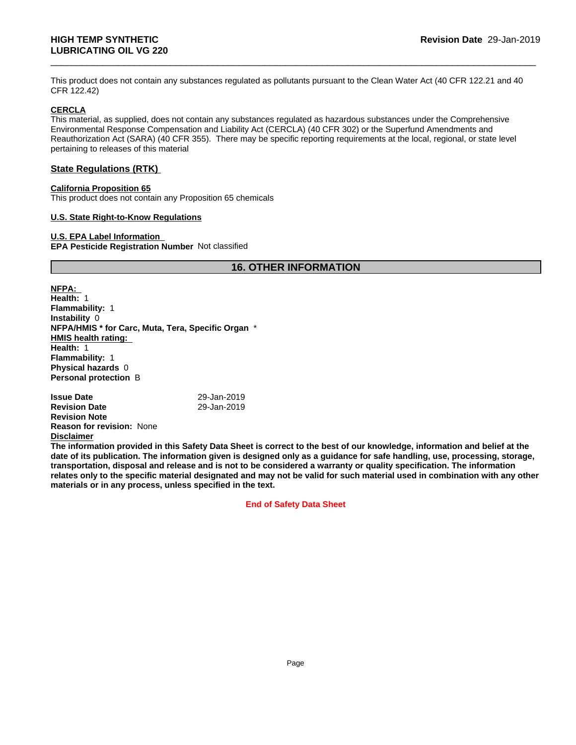This product does not contain any substances regulated as pollutants pursuant to the Clean Water Act (40 CFR 122.21 and 40 CFR 122.42)

**CERCLA**

This material, as supplied, does not contain any substances regulated as hazardous substances under the Comprehensive Environmental Response Compensation and Liability Act (CERCLA) (40 CFR 302) or the Superfund Amendments and Reauthorization Act (SARA) (40 CFR 355). There may be specific reporting requirements at the local, regional, or state level pertaining to releases of this material

### State Regulations (RTK)

**California Proposition 65**

This product does not contain any Proposition 65 chemicals

**U.S. State Right-to-Know Regulations**

**U.S. EPA Label Information**

**EPA Pesticide Registration Number** Not classified

## 16. OTHER INFORMATION

**NFPA:**

**Health:** 1
**Flammability:** 1
**Instability** 0
**NFPA/HMIS * for Carc, Muta, Tera, Specific Organ** *

**HMIS health rating:**

**Health:** 1
**Flammability:** 1
**Physical hazards** 0
**Personal protection** B

**Issue Date** 29-Jan-2019
**Revision Date** 29-Jan-2019
**Revision Note**
**Reason for revision:** None

**Disclaimer**

**The information provided in this Safety Data Sheet is correct to the best of our knowledge, information and belief at the date of its publication. The information given is designed only as a guidance for safe handling, use, processing, storage, transportation, disposal and release and is not to be considered a warranty or quality specification. The information relates only to the specific material designated and may not be valid for such material used in combination with any other materials or in any process, unless specified in the text.**

**End of Safety Data Sheet**